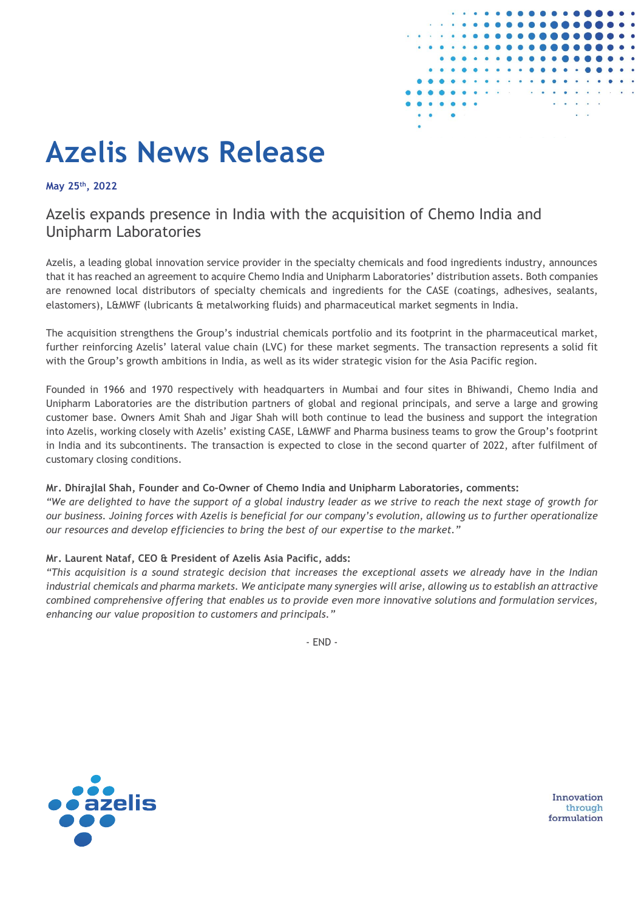# Azelis News Release

**May 25th, 2022**

## Azelis expands presence in India with the acquisition of Chemo India and Unipharm Laboratories

Azelis, a leading global innovation service provider in the specialty chemicals and food ingredients industry, announces that it has reached an agreement to acquire Chemo India and Unipharm Laboratories' distribution assets. Both companies are renowned local distributors of specialty chemicals and ingredients for the CASE (coatings, adhesives, sealants, elastomers), L&MWF (lubricants & metalworking fluids) and pharmaceutical market segments in India.

The acquisition strengthens the Group's industrial chemicals portfolio and its footprint in the pharmaceutical market, further reinforcing Azelis' lateral value chain (LVC) for these market segments. The transaction represents a solid fit with the Group's growth ambitions in India, as well as its wider strategic vision for the Asia Pacific region.

Founded in 1966 and 1970 respectively with headquarters in Mumbai and four sites in Bhiwandi, Chemo India and Unipharm Laboratories are the distribution partners of global and regional principals, and serve a large and growing customer base. Owners Amit Shah and Jigar Shah will both continue to lead the business and support the integration into Azelis, working closely with Azelis' existing CASE, L&MWF and Pharma business teams to grow the Group's footprint in India and its subcontinents. The transaction is expected to close in the second quarter of 2022, after fulfilment of customary closing conditions.

**Mr. Dhirajlal Shah, Founder and Co-Owner of Chemo India and Unipharm Laboratories, comments:**
*"We are delighted to have the support of a global industry leader as we strive to reach the next stage of growth for our business. Joining forces with Azelis is beneficial for our company's evolution, allowing us to further operationalize our resources and develop efficiencies to bring the best of our expertise to the market."*

**Mr. Laurent Nataf, CEO & President of Azelis Asia Pacific, adds:**
*"This acquisition is a sound strategic decision that increases the exceptional assets we already have in the Indian industrial chemicals and pharma markets. We anticipate many synergies will arise, allowing us to establish an attractive combined comprehensive offering that enables us to provide even more innovative solutions and formulation services, enhancing our value proposition to customers and principals."*

- END -

azelis

Innovation through formulation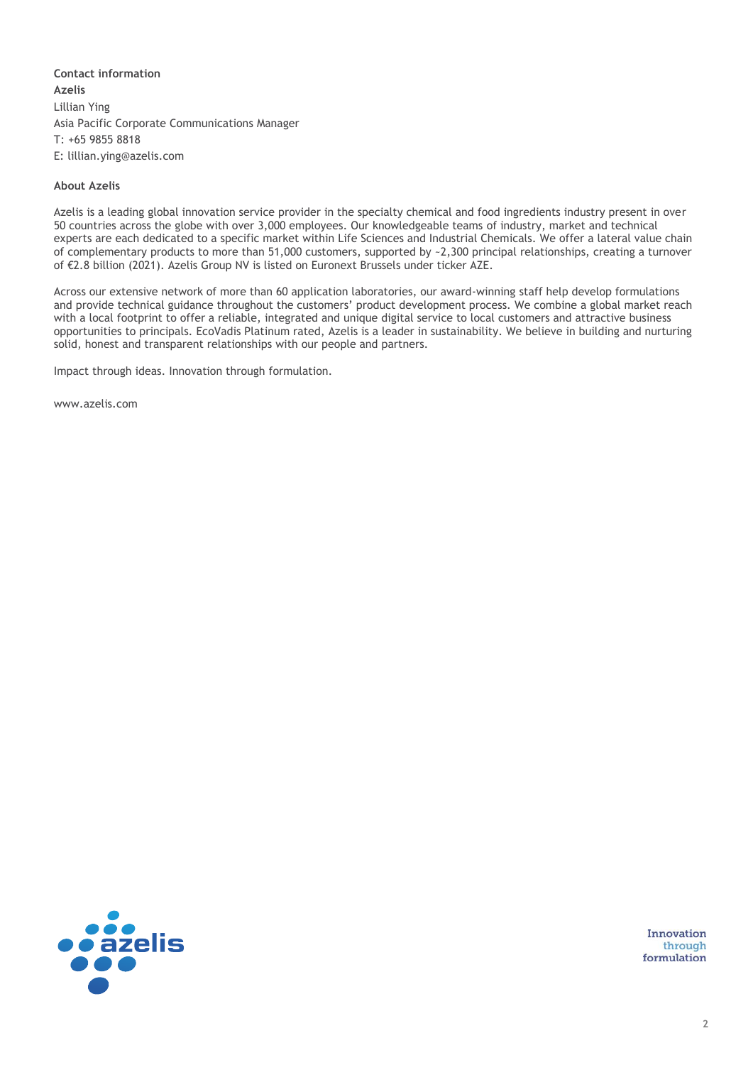**Contact information**
**Azelis**
Lillian Ying
Asia Pacific Corporate Communications Manager
T: +65 9855 8818
E: lillian.ying@azelis.com

**About Azelis**

Azelis is a leading global innovation service provider in the specialty chemical and food ingredients industry present in over 50 countries across the globe with over 3,000 employees. Our knowledgeable teams of industry, market and technical experts are each dedicated to a specific market within Life Sciences and Industrial Chemicals. We offer a lateral value chain of complementary products to more than 51,000 customers, supported by ~2,300 principal relationships, creating a turnover of €2.8 billion (2021). Azelis Group NV is listed on Euronext Brussels under ticker AZE.

Across our extensive network of more than 60 application laboratories, our award-winning staff help develop formulations and provide technical guidance throughout the customers' product development process. We combine a global market reach with a local footprint to offer a reliable, integrated and unique digital service to local customers and attractive business opportunities to principals. EcoVadis Platinum rated, Azelis is a leader in sustainability. We believe in building and nurturing solid, honest and transparent relationships with our people and partners.

Impact through ideas. Innovation through formulation.

www.azelis.com

azelis

Innovation
through
formulation